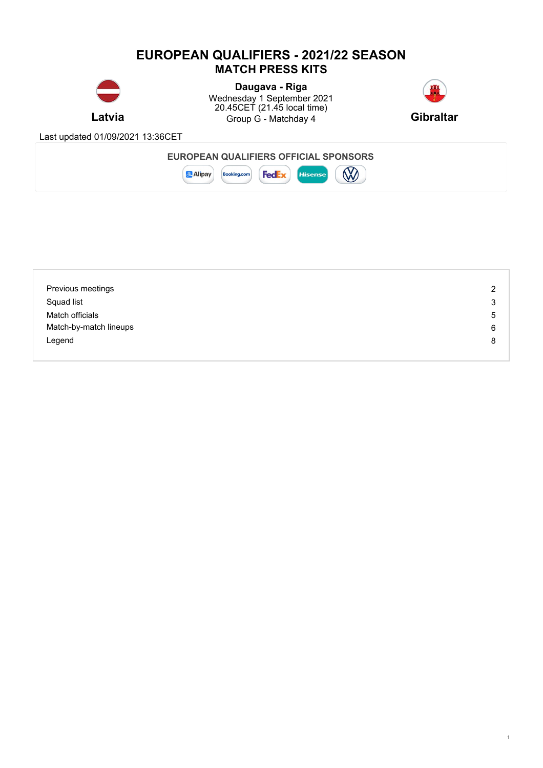# EUROPEAN QUALIFIERS - 2021/22 SEASON
## MATCH PRESS KITS

**Latvia** — **Gibraltar**

**Daugava - Riga**
Wednesday 1 September 2021
20.45CET (21.45 local time)
Group G - Matchday 4

Last updated 01/09/2021 13:36CET

**EUROPEAN QUALIFIERS OFFICIAL SPONSORS**

Alipay, Booking.com, FedEx, Hisense, VW

| | |
|---|---|
| Previous meetings | 2 |
| Squad list | 3 |
| Match officials | 5 |
| Match-by-match lineups | 6 |
| Legend | 8 |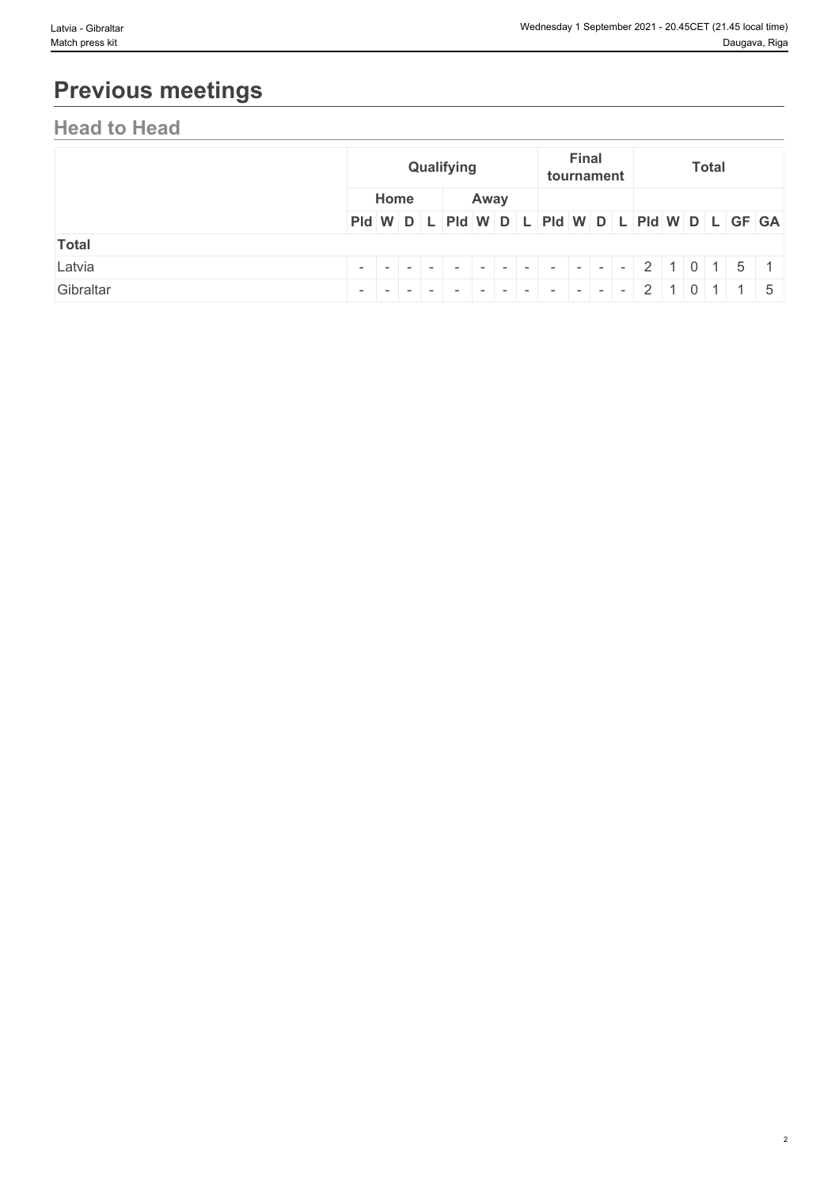# Previous meetings

## Head to Head

| | Qualifying | | | | | | | | Final tournament | | | | Total | | | | | |
|---|---|---|---|---|---|---|---|---|---|---|---|---|---|---|---|---|---|---|
| | Home | | | | Away | | | | | | | | | | | | | |
| | Pld | W | D | L | Pld | W | D | L | Pld | W | D | L | Pld | W | D | L | GF | GA |
| **Total** | | | | | | | | | | | | | | | | | | |
| Latvia | - | - | - | - | - | - | - | - | - | - | - | - | 2 | 1 | 0 | 1 | 5 | 1 |
| Gibraltar | - | - | - | - | - | - | - | - | - | - | - | - | 2 | 1 | 0 | 1 | 1 | 5 |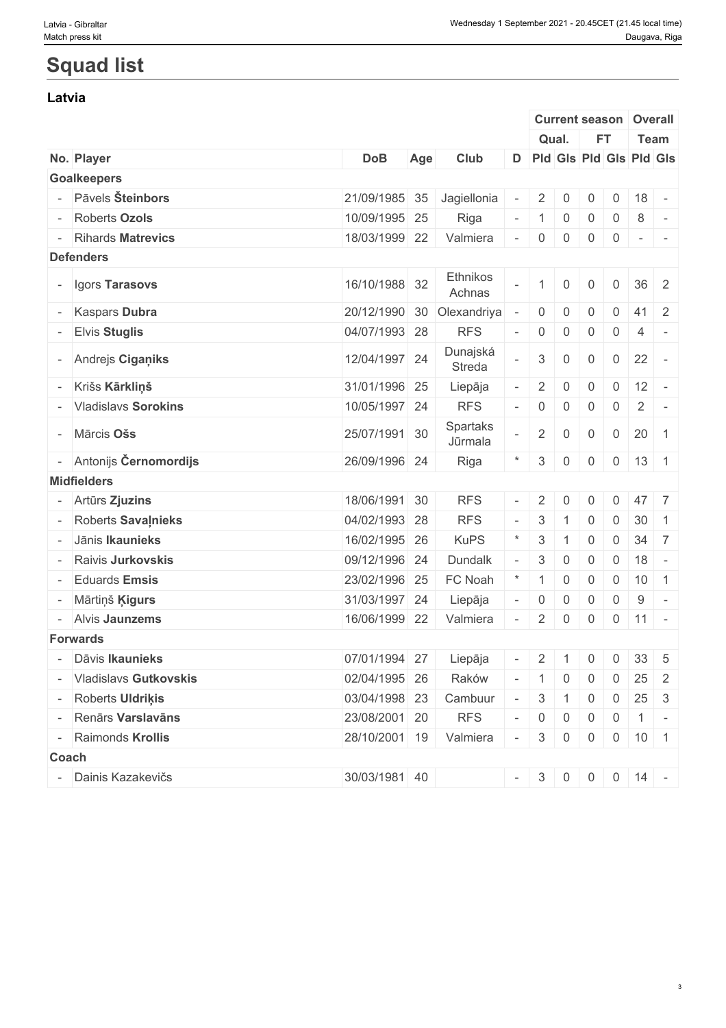# Squad list

## Latvia

| | | | | | | Current season | | | | Overall | |
|---|---|---|---|---|---|---|---|---|---|---|---|
| | | | | | | Qual. | | FT | | Team | |
| No. | Player | DoB | Age | Club | D | Pld | Gls | Pld | Gls | Pld | Gls |
| **Goalkeepers** | | | | | | | | | | | |
| - | Pāvels **Šteinbors** | 21/09/1985 | 35 | Jagiellonia | - | 2 | 0 | 0 | 0 | 18 | - |
| - | Roberts **Ozols** | 10/09/1995 | 25 | Riga | - | 1 | 0 | 0 | 0 | 8 | - |
| - | Rihards **Matrevics** | 18/03/1999 | 22 | Valmiera | - | 0 | 0 | 0 | 0 | - | - |
| **Defenders** | | | | | | | | | | | |
| - | Igors **Tarasovs** | 16/10/1988 | 32 | Ethnikos Achnas | - | 1 | 0 | 0 | 0 | 36 | 2 |
| - | Kaspars **Dubra** | 20/12/1990 | 30 | Olexandriya | - | 0 | 0 | 0 | 0 | 41 | 2 |
| - | Elvis **Stuglis** | 04/07/1993 | 28 | RFS | - | 0 | 0 | 0 | 0 | 4 | - |
| - | Andrejs **Cigaņiks** | 12/04/1997 | 24 | Dunajská Streda | - | 3 | 0 | 0 | 0 | 22 | - |
| - | Krišs **Kārkliņš** | 31/01/1996 | 25 | Liepāja | - | 2 | 0 | 0 | 0 | 12 | - |
| - | Vladislavs **Sorokins** | 10/05/1997 | 24 | RFS | - | 0 | 0 | 0 | 0 | 2 | - |
| - | Mārcis **Ošs** | 25/07/1991 | 30 | Spartaks Jūrmala | - | 2 | 0 | 0 | 0 | 20 | 1 |
| - | Antonijs **Černomordijs** | 26/09/1996 | 24 | Riga | * | 3 | 0 | 0 | 0 | 13 | 1 |
| **Midfielders** | | | | | | | | | | | |
| - | Artūrs **Zjuzins** | 18/06/1991 | 30 | RFS | - | 2 | 0 | 0 | 0 | 47 | 7 |
| - | Roberts **Savaļnieks** | 04/02/1993 | 28 | RFS | - | 3 | 1 | 0 | 0 | 30 | 1 |
| - | Jānis **Ikaunieks** | 16/02/1995 | 26 | KuPS | * | 3 | 1 | 0 | 0 | 34 | 7 |
| - | Raivis **Jurkovskis** | 09/12/1996 | 24 | Dundalk | - | 3 | 0 | 0 | 0 | 18 | - |
| - | Eduards **Emsis** | 23/02/1996 | 25 | FC Noah | * | 1 | 0 | 0 | 0 | 10 | 1 |
| - | Mārtiņš **Ķigurs** | 31/03/1997 | 24 | Liepāja | - | 0 | 0 | 0 | 0 | 9 | - |
| - | Alvis **Jaunzems** | 16/06/1999 | 22 | Valmiera | - | 2 | 0 | 0 | 0 | 11 | - |
| **Forwards** | | | | | | | | | | | |
| - | Dāvis **Ikaunieks** | 07/01/1994 | 27 | Liepāja | - | 2 | 1 | 0 | 0 | 33 | 5 |
| - | Vladislavs **Gutkovskis** | 02/04/1995 | 26 | Raków | - | 1 | 0 | 0 | 0 | 25 | 2 |
| - | Roberts **Uldriķis** | 03/04/1998 | 23 | Cambuur | - | 3 | 1 | 0 | 0 | 25 | 3 |
| - | Renārs **Varslavāns** | 23/08/2001 | 20 | RFS | - | 0 | 0 | 0 | 0 | 1 | - |
| - | Raimonds **Krollis** | 28/10/2001 | 19 | Valmiera | - | 3 | 0 | 0 | 0 | 10 | 1 |
| **Coach** | | | | | | | | | | | |
| - | Dainis Kazakevičs | 30/03/1981 | 40 | | - | 3 | 0 | 0 | 0 | 14 | - |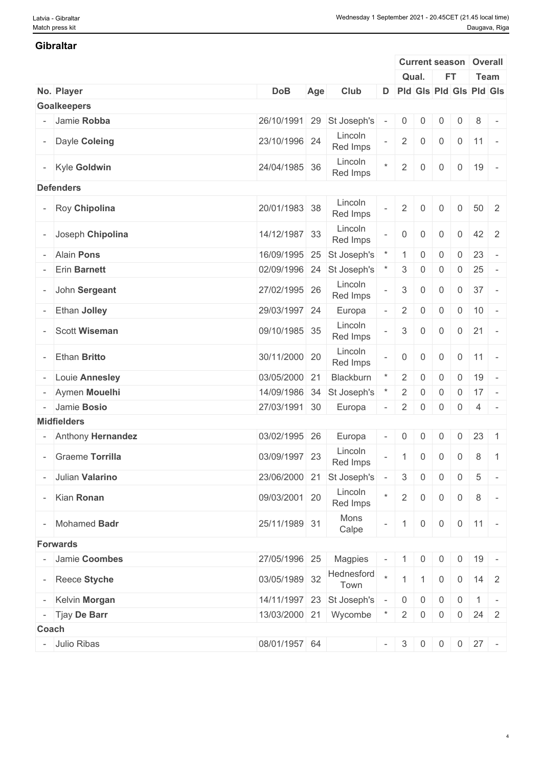## Gibraltar

| No. | Player | DoB | Age | Club | D | Current season | | | | Overall | |
|---|---|---|---|---|---|---|---|---|---|---|---|
| | | | | | | Qual. | | FT | | Team | |
| | | | | | | Pld | Gls | Pld | Gls | Pld | Gls |
| **Goalkeepers** | | | | | | | | | | | |
| - | Jamie **Robba** | 26/10/1991 | 29 | St Joseph's | - | 0 | 0 | 0 | 0 | 8 | - |
| - | Dayle **Coleing** | 23/10/1996 | 24 | Lincoln Red Imps | - | 2 | 0 | 0 | 0 | 11 | - |
| - | Kyle **Goldwin** | 24/04/1985 | 36 | Lincoln Red Imps | * | 2 | 0 | 0 | 0 | 19 | - |
| **Defenders** | | | | | | | | | | | |
| - | Roy **Chipolina** | 20/01/1983 | 38 | Lincoln Red Imps | - | 2 | 0 | 0 | 0 | 50 | 2 |
| - | Joseph **Chipolina** | 14/12/1987 | 33 | Lincoln Red Imps | - | 0 | 0 | 0 | 0 | 42 | 2 |
| - | Alain **Pons** | 16/09/1995 | 25 | St Joseph's | * | 1 | 0 | 0 | 0 | 23 | - |
| - | Erin **Barnett** | 02/09/1996 | 24 | St Joseph's | * | 3 | 0 | 0 | 0 | 25 | - |
| - | John **Sergeant** | 27/02/1995 | 26 | Lincoln Red Imps | - | 3 | 0 | 0 | 0 | 37 | - |
| - | Ethan **Jolley** | 29/03/1997 | 24 | Europa | - | 2 | 0 | 0 | 0 | 10 | - |
| - | Scott **Wiseman** | 09/10/1985 | 35 | Lincoln Red Imps | - | 3 | 0 | 0 | 0 | 21 | - |
| - | Ethan **Britto** | 30/11/2000 | 20 | Lincoln Red Imps | - | 0 | 0 | 0 | 0 | 11 | - |
| - | Louie **Annesley** | 03/05/2000 | 21 | Blackburn | * | 2 | 0 | 0 | 0 | 19 | - |
| - | Aymen **Mouelhi** | 14/09/1986 | 34 | St Joseph's | * | 2 | 0 | 0 | 0 | 17 | - |
| - | Jamie **Bosio** | 27/03/1991 | 30 | Europa | - | 2 | 0 | 0 | 0 | 4 | - |
| **Midfielders** | | | | | | | | | | | |
| - | Anthony **Hernandez** | 03/02/1995 | 26 | Europa | - | 0 | 0 | 0 | 0 | 23 | 1 |
| - | Graeme **Torrilla** | 03/09/1997 | 23 | Lincoln Red Imps | - | 1 | 0 | 0 | 0 | 8 | 1 |
| - | Julian **Valarino** | 23/06/2000 | 21 | St Joseph's | - | 3 | 0 | 0 | 0 | 5 | - |
| - | Kian **Ronan** | 09/03/2001 | 20 | Lincoln Red Imps | * | 2 | 0 | 0 | 0 | 8 | - |
| - | Mohamed **Badr** | 25/11/1989 | 31 | Mons Calpe | - | 1 | 0 | 0 | 0 | 11 | - |
| **Forwards** | | | | | | | | | | | |
| - | Jamie **Coombes** | 27/05/1996 | 25 | Magpies | - | 1 | 0 | 0 | 0 | 19 | - |
| - | Reece **Styche** | 03/05/1989 | 32 | Hednesford Town | * | 1 | 1 | 0 | 0 | 14 | 2 |
| - | Kelvin **Morgan** | 14/11/1997 | 23 | St Joseph's | - | 0 | 0 | 0 | 0 | 1 | - |
| - | Tjay **De Barr** | 13/03/2000 | 21 | Wycombe | * | 2 | 0 | 0 | 0 | 24 | 2 |
| **Coach** | | | | | | | | | | | |
| - | Julio Ribas | 08/01/1957 | 64 | | - | 3 | 0 | 0 | 0 | 27 | - |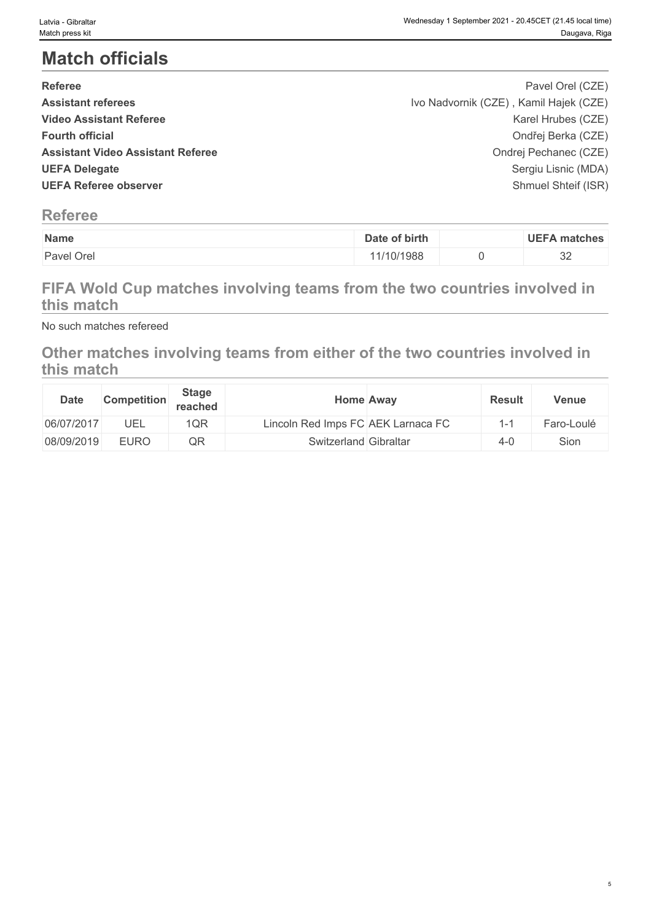# Match officials

| | |
|---|---|
| **Referee** | Pavel Orel (CZE) |
| **Assistant referees** | Ivo Nadvornik (CZE) , Kamil Hajek (CZE) |
| **Video Assistant Referee** | Karel Hrubes (CZE) |
| **Fourth official** | Ondřej Berka (CZE) |
| **Assistant Video Assistant Referee** | Ondrej Pechanec (CZE) |
| **UEFA Delegate** | Sergiu Lisnic (MDA) |
| **UEFA Referee observer** | Shmuel Shteif (ISR) |

## Referee

| Name | Date of birth | | UEFA matches |
|---|---|---|---|
| Pavel Orel | 11/10/1988 | 0 | 32 |

## FIFA Wold Cup matches involving teams from the two countries involved in this match

No such matches refereed

## Other matches involving teams from either of the two countries involved in this match

| Date | Competition | Stage reached | Home | Away | Result | Venue |
|---|---|---|---|---|---|---|
| 06/07/2017 | UEL | 1QR | Lincoln Red Imps FC | AEK Larnaca FC | 1-1 | Faro-Loulé |
| 08/09/2019 | EURO | QR | Switzerland | Gibraltar | 4-0 | Sion |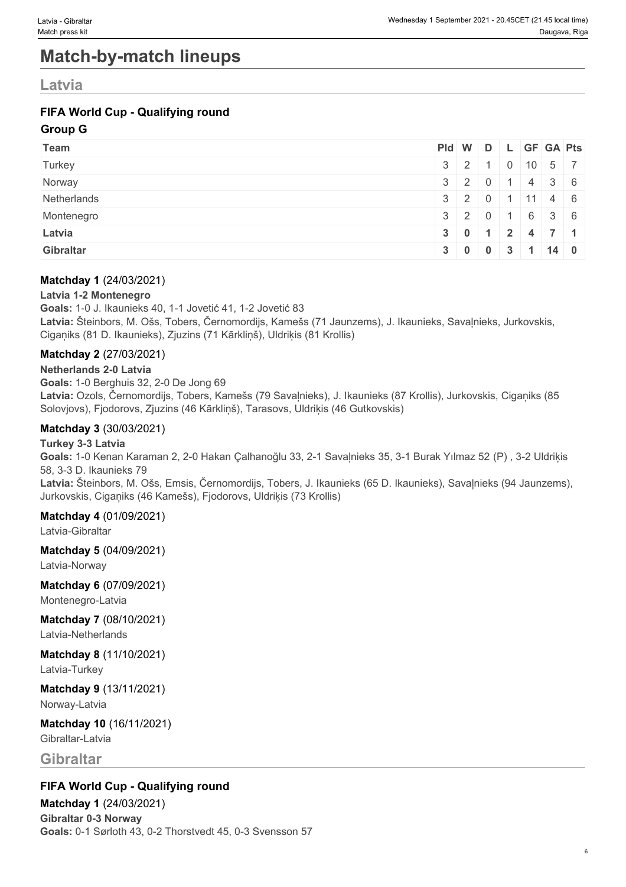# Match-by-match lineups

## Latvia

### FIFA World Cup - Qualifying round

#### Group G

| Team | Pld | W | D | L | GF | GA | Pts |
|---|---|---|---|---|---|---|---|
| Turkey | 3 | 2 | 1 | 0 | 10 | 5 | 7 |
| Norway | 3 | 2 | 0 | 1 | 4 | 3 | 6 |
| Netherlands | 3 | 2 | 0 | 1 | 11 | 4 | 6 |
| Montenegro | 3 | 2 | 0 | 1 | 6 | 3 | 6 |
| **Latvia** | **3** | **0** | **1** | **2** | **4** | **7** | **1** |
| **Gibraltar** | **3** | **0** | **0** | **3** | **1** | **14** | **0** |

**Matchday 1** (24/03/2021)

**Latvia 1-2 Montenegro**

**Goals:** 1-0 J. Ikaunieks 40, 1-1 Jovetić 41, 1-2 Jovetić 83

**Latvia:** Šteinbors, M. Ošs, Tobers, Černomordijs, Kamešs (71 Jaunzems), J. Ikaunieks, Savaļnieks, Jurkovskis, Cigaņiks (81 D. Ikaunieks), Zjuzins (71 Kārkliņš), Uldriķis (81 Krollis)

**Matchday 2** (27/03/2021)

**Netherlands 2-0 Latvia**

**Goals:** 1-0 Berghuis 32, 2-0 De Jong 69

**Latvia:** Ozols, Černomordijs, Tobers, Kamešs (79 Savaļnieks), J. Ikaunieks (87 Krollis), Jurkovskis, Cigaņiks (85 Solovjovs), Fjodorovs, Zjuzins (46 Kārkliņš), Tarasovs, Uldriķis (46 Gutkovskis)

**Matchday 3** (30/03/2021)

**Turkey 3-3 Latvia**

**Goals:** 1-0 Kenan Karaman 2, 2-0 Hakan Çalhanoğlu 33, 2-1 Savaļnieks 35, 3-1 Burak Yılmaz 52 (P) , 3-2 Uldriķis 58, 3-3 D. Ikaunieks 79

**Latvia:** Šteinbors, M. Ošs, Emsis, Černomordijs, Tobers, J. Ikaunieks (65 D. Ikaunieks), Savaļnieks (94 Jaunzems), Jurkovskis, Cigaņiks (46 Kamešs), Fjodorovs, Uldriķis (73 Krollis)

**Matchday 4** (01/09/2021)

Latvia-Gibraltar

**Matchday 5** (04/09/2021)

Latvia-Norway

**Matchday 6** (07/09/2021)

Montenegro-Latvia

**Matchday 7** (08/10/2021)

Latvia-Netherlands

**Matchday 8** (11/10/2021)

Latvia-Turkey

**Matchday 9** (13/11/2021)

Norway-Latvia

**Matchday 10** (16/11/2021)

Gibraltar-Latvia

## Gibraltar

### FIFA World Cup - Qualifying round

**Matchday 1** (24/03/2021)

**Gibraltar 0-3 Norway**

**Goals:** 0-1 Sørloth 43, 0-2 Thorstvedt 45, 0-3 Svensson 57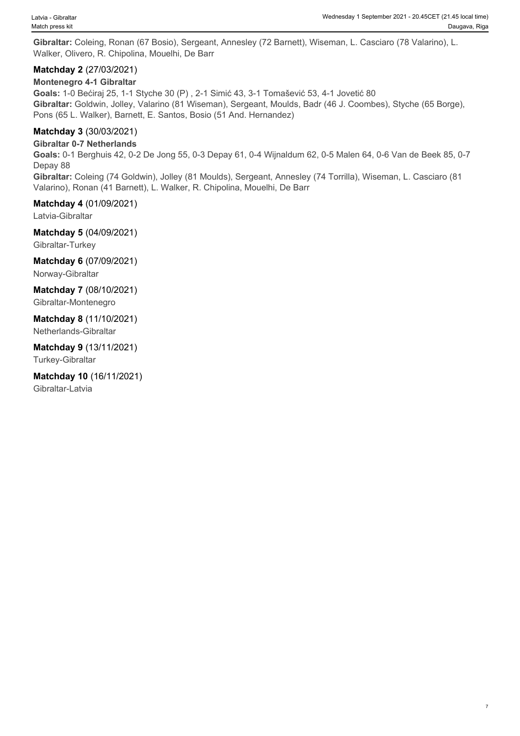**Gibraltar:** Coleing, Ronan (67 Bosio), Sergeant, Annesley (72 Barnett), Wiseman, L. Casciaro (78 Valarino), L. Walker, Olivero, R. Chipolina, Mouelhi, De Barr

**Matchday 2** (27/03/2021)

**Montenegro 4-1 Gibraltar**

**Goals:** 1-0 Bećiraj 25, 1-1 Styche 30 (P) , 2-1 Simić 43, 3-1 Tomašević 53, 4-1 Jovetić 80

**Gibraltar:** Goldwin, Jolley, Valarino (81 Wiseman), Sergeant, Moulds, Badr (46 J. Coombes), Styche (65 Borge), Pons (65 L. Walker), Barnett, E. Santos, Bosio (51 And. Hernandez)

**Matchday 3** (30/03/2021)

**Gibraltar 0-7 Netherlands**

**Goals:** 0-1 Berghuis 42, 0-2 De Jong 55, 0-3 Depay 61, 0-4 Wijnaldum 62, 0-5 Malen 64, 0-6 Van de Beek 85, 0-7 Depay 88

**Gibraltar:** Coleing (74 Goldwin), Jolley (81 Moulds), Sergeant, Annesley (74 Torrilla), Wiseman, L. Casciaro (81 Valarino), Ronan (41 Barnett), L. Walker, R. Chipolina, Mouelhi, De Barr

**Matchday 4** (01/09/2021)

Latvia-Gibraltar

**Matchday 5** (04/09/2021)

Gibraltar-Turkey

**Matchday 6** (07/09/2021)

Norway-Gibraltar

**Matchday 7** (08/10/2021)

Gibraltar-Montenegro

**Matchday 8** (11/10/2021)

Netherlands-Gibraltar

**Matchday 9** (13/11/2021)

Turkey-Gibraltar

**Matchday 10** (16/11/2021)

Gibraltar-Latvia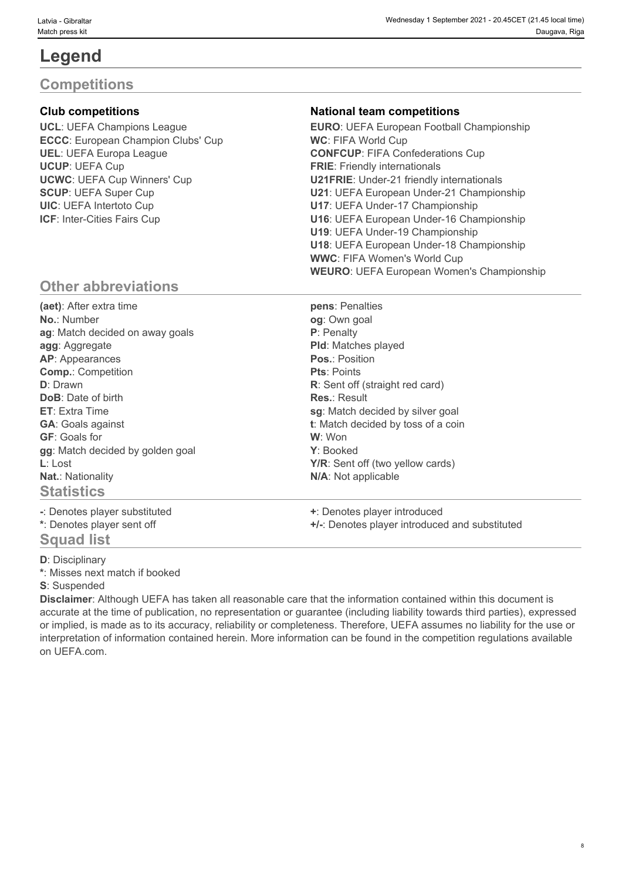# Legend

## Competitions

### Club competitions

**UCL**: UEFA Champions League
**ECCC**: European Champion Clubs' Cup
**UEL**: UEFA Europa League
**UCUP**: UEFA Cup
**UCWC**: UEFA Cup Winners' Cup
**SCUP**: UEFA Super Cup
**UIC**: UEFA Intertoto Cup
**ICF**: Inter-Cities Fairs Cup

### National team competitions

**EURO**: UEFA European Football Championship
**WC**: FIFA World Cup
**CONFCUP**: FIFA Confederations Cup
**FRIE**: Friendly internationals
**U21FRIE**: Under-21 friendly internationals
**U21**: UEFA European Under-21 Championship
**U17**: UEFA Under-17 Championship
**U16**: UEFA European Under-16 Championship
**U19**: UEFA Under-19 Championship
**U18**: UEFA European Under-18 Championship
**WWC**: FIFA Women's World Cup
**WEURO**: UEFA European Women's Championship

## Other abbreviations

**(aet)**: After extra time
**No.**: Number
**ag**: Match decided on away goals
**agg**: Aggregate
**AP**: Appearances
**Comp.**: Competition
**D**: Drawn
**DoB**: Date of birth
**ET**: Extra Time
**GA**: Goals against
**GF**: Goals for
**gg**: Match decided by golden goal
**L**: Lost
**Nat.**: Nationality
**pens**: Penalties
**og**: Own goal
**P**: Penalty
**Pld**: Matches played
**Pos.**: Position
**Pts**: Points
**R**: Sent off (straight red card)
**Res.**: Result
**sg**: Match decided by silver goal
**t**: Match decided by toss of a coin
**W**: Won
**Y**: Booked
**Y/R**: Sent off (two yellow cards)
**N/A**: Not applicable

## Statistics

**-**: Denotes player substituted
**\***: Denotes player sent off
**+**: Denotes player introduced
**+/-**: Denotes player introduced and substituted

## Squad list

**D**: Disciplinary
**\***: Misses next match if booked
**S**: Suspended

**Disclaimer**: Although UEFA has taken all reasonable care that the information contained within this document is accurate at the time of publication, no representation or guarantee (including liability towards third parties), expressed or implied, is made as to its accuracy, reliability or completeness. Therefore, UEFA assumes no liability for the use or interpretation of information contained herein. More information can be found in the competition regulations available on UEFA.com.